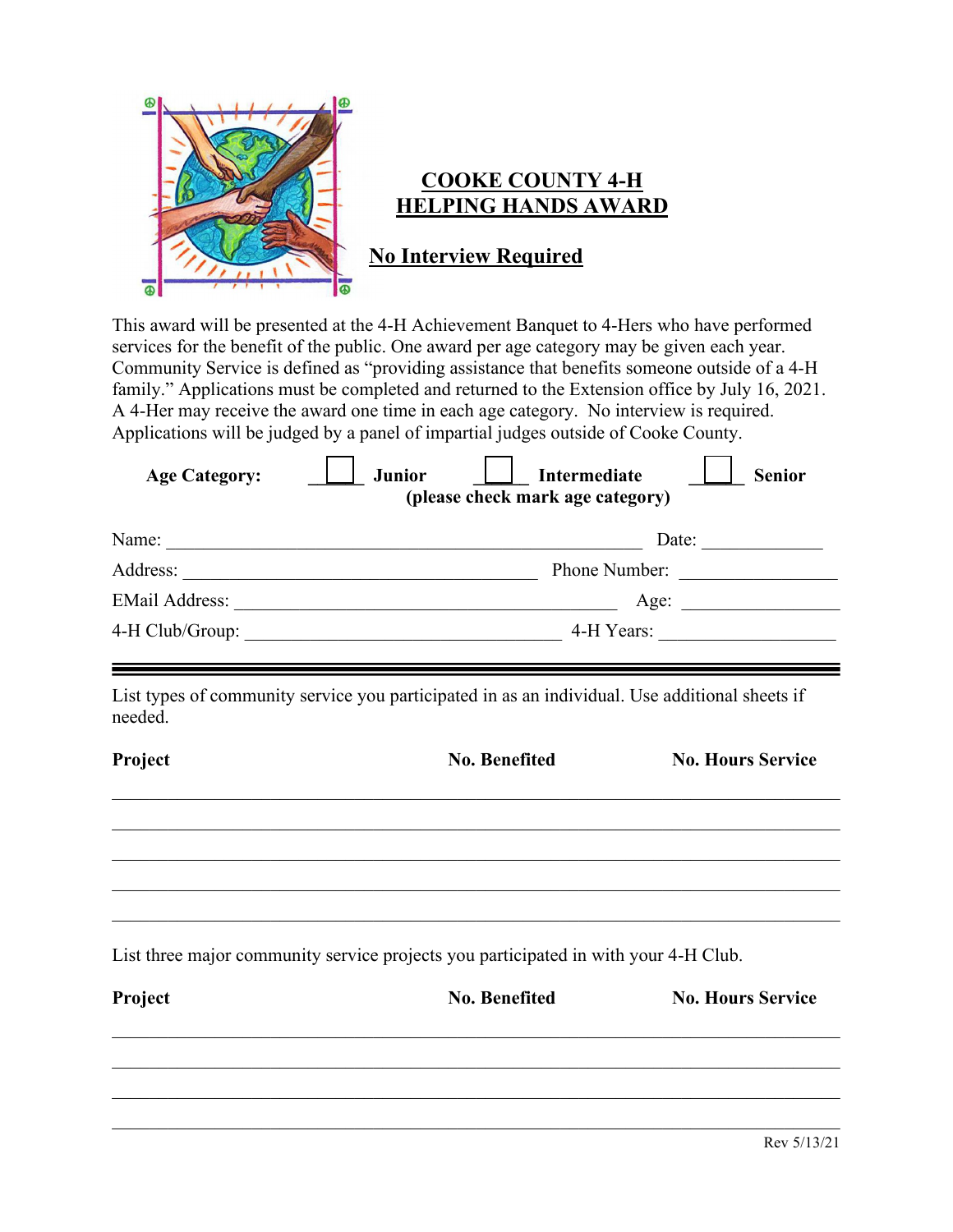# COOKE COUNTY 4-H HELPING HANDS AWARD

## No Interview Required

This award will be presented at the 4-H Achievement Banquet to 4-Hers who have performed services for the benefit of the public. One award per age category may be given each year. Community Service is defined as "providing assistance that benefits someone outside of a 4-H family." Applications must be completed and returned to the Extension office by July 16, 2021. A 4-Her may receive the award one time in each age category. No interview is required. Applications will be judged by a panel of impartial judges outside of Cooke County.

**Age Category:** ☐ **Junior** ☐ **Intermediate** ☐ **Senior**
**(please check mark age category)**

Name: ______________________________ Date: ____________

Address: ______________________________ Phone Number: ____________

EMail Address: ______________________________ Age: ____________

4-H Club/Group: ______________________________ 4-H Years: ____________

---

List types of community service you participated in as an individual. Use additional sheets if needed.

| **Project** | **No. Benefited** | **No. Hours Service** |
|---|---|---|
| | | |
| | | |
| | | |
| | | |
| | | |

List three major community service projects you participated in with your 4-H Club.

| **Project** | **No. Benefited** | **No. Hours Service** |
|---|---|---|
| | | |
| | | |
| | | |
| | | |

Rev 5/13/21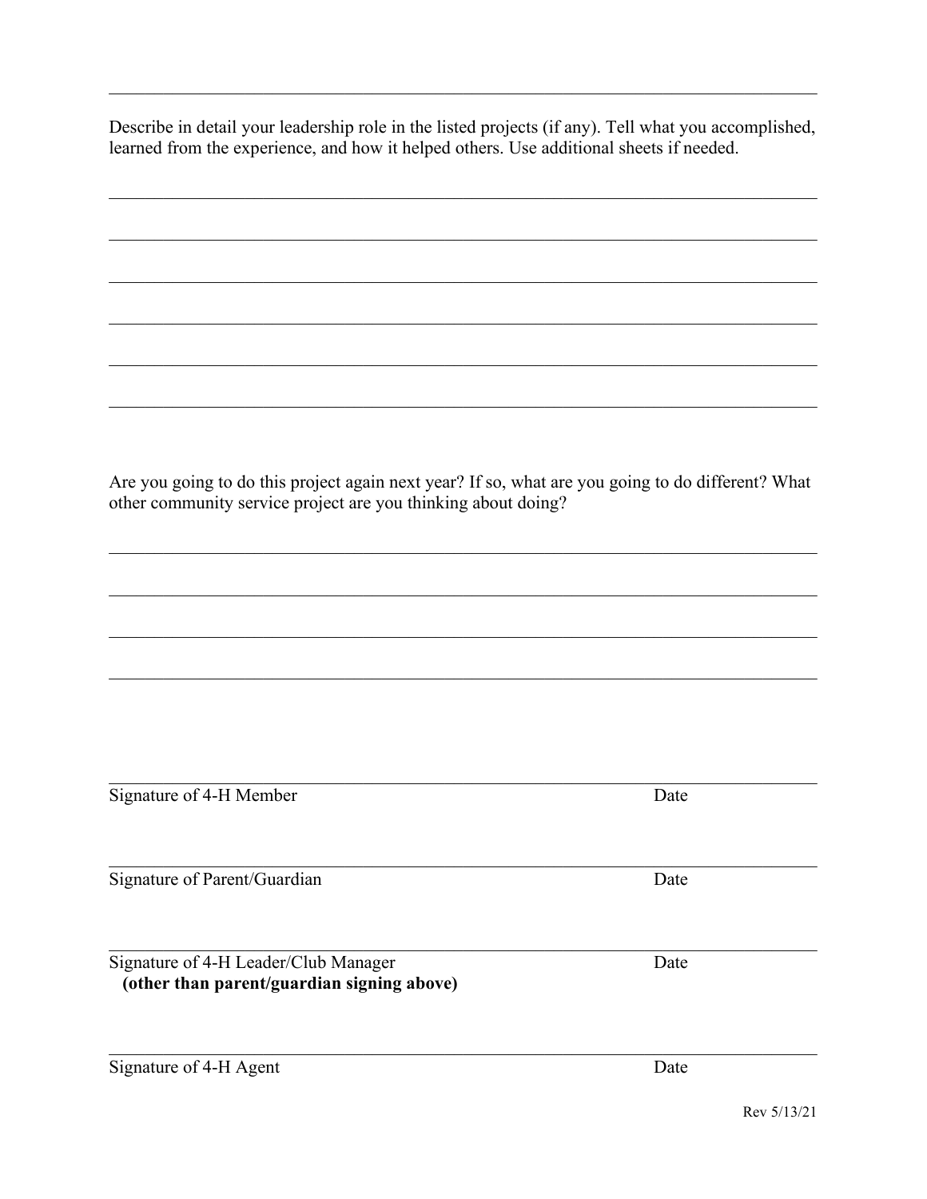Describe in detail your leadership role in the listed projects (if any). Tell what you accomplished, learned from the experience, and how it helped others. Use additional sheets if needed.

Are you going to do this project again next year? If so, what are you going to do different? What other community service project are you thinking about doing?

Signature of 4-H Member Date

Signature of Parent/Guardian Date

Signature of 4-H Leader/Club Manager Date
**(other than parent/guardian signing above)**

Signature of 4-H Agent Date

Rev 5/13/21